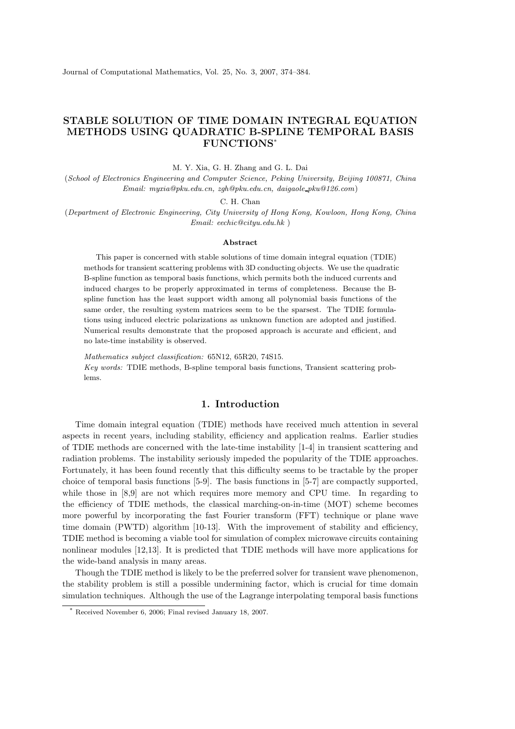# STABLE SOLUTION OF TIME DOMAIN INTEGRAL EQUATION METHODS USING QUADRATIC B-SPLINE TEMPORAL BASIS FUNCTIONS*

M. Y. Xia, G. H. Zhang and G. L. Dai

(*School of Electronics Engineering and Computer Science, Peking University, Beijing 100871, China Email: myxia@pku.edu.cn, zgh@pku.edu.cn, daigaole_pku@126.com*)

C. H. Chan

(*Department of Electronic Engineering, City University of Hong Kong, Kowloon, Hong Kong, China Email: eechic@cityu.edu.hk* )

### Abstract

This paper is concerned with stable solutions of time domain integral equation (TDIE) methods for transient scattering problems with 3D conducting objects. We use the quadratic B-spline function as temporal basis functions, which permits both the induced currents and induced charges to be properly approximated in terms of completeness. Because the B-spline function has the least support width among all polynomial basis functions of the same order, the resulting system matrices seem to be the sparsest. The TDIE formulations using induced electric polarizations as unknown function are adopted and justified. Numerical results demonstrate that the proposed approach is accurate and efficient, and no late-time instability is observed.

*Mathematics subject classification:* 65N12, 65R20, 74S15.

*Key words:* TDIE methods, B-spline temporal basis functions, Transient scattering problems.

## 1. Introduction

Time domain integral equation (TDIE) methods have received much attention in several aspects in recent years, including stability, efficiency and application realms. Earlier studies of TDIE methods are concerned with the late-time instability [1-4] in transient scattering and radiation problems. The instability seriously impeded the popularity of the TDIE approaches. Fortunately, it has been found recently that this difficulty seems to be tractable by the proper choice of temporal basis functions [5-9]. The basis functions in [5-7] are compactly supported, while those in [8,9] are not which requires more memory and CPU time. In regarding to the efficiency of TDIE methods, the classical marching-on-in-time (MOT) scheme becomes more powerful by incorporating the fast Fourier transform (FFT) technique or plane wave time domain (PWTD) algorithm [10-13]. With the improvement of stability and efficiency, TDIE method is becoming a viable tool for simulation of complex microwave circuits containing nonlinear modules [12,13]. It is predicted that TDIE methods will have more applications for the wide-band analysis in many areas.

Though the TDIE method is likely to be the preferred solver for transient wave phenomenon, the stability problem is still a possible undermining factor, which is crucial for time domain simulation techniques. Although the use of the Lagrange interpolating temporal basis functions

* Received November 6, 2006; Final revised January 18, 2007.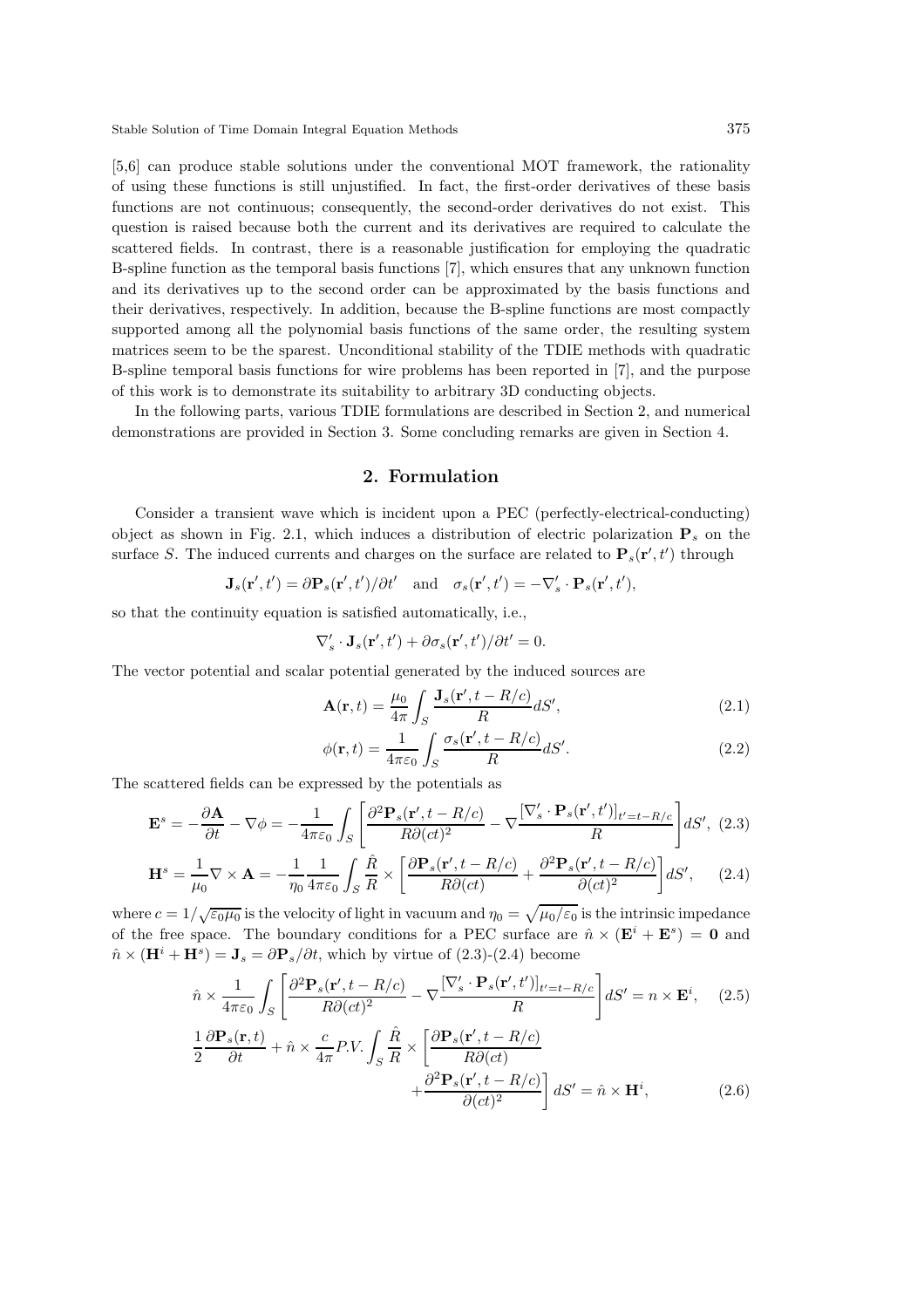[5,6] can produce stable solutions under the conventional MOT framework, the rationality of using these functions is still unjustified. In fact, the first-order derivatives of these basis functions are not continuous; consequently, the second-order derivatives do not exist. This question is raised because both the current and its derivatives are required to calculate the scattered fields. In contrast, there is a reasonable justification for employing the quadratic B-spline function as the temporal basis functions [7], which ensures that any unknown function and its derivatives up to the second order can be approximated by the basis functions and their derivatives, respectively. In addition, because the B-spline functions are most compactly supported among all the polynomial basis functions of the same order, the resulting system matrices seem to be the sparest. Unconditional stability of the TDIE methods with quadratic B-spline temporal basis functions for wire problems has been reported in [7], and the purpose of this work is to demonstrate its suitability to arbitrary 3D conducting objects.

In the following parts, various TDIE formulations are described in Section 2, and numerical demonstrations are provided in Section 3. Some concluding remarks are given in Section 4.

## 2. Formulation

Consider a transient wave which is incident upon a PEC (perfectly-electrical-conducting) object as shown in Fig. 2.1, which induces a distribution of electric polarization $\mathbf{P}_s$ on the surface $S$. The induced currents and charges on the surface are related to $\mathbf{P}_s(\mathbf{r}', t')$ through

$$\mathbf{J}_s(\mathbf{r}', t') = \partial \mathbf{P}_s(\mathbf{r}', t')/\partial t' \quad \text{and} \quad \sigma_s(\mathbf{r}', t') = -\nabla_s' \cdot \mathbf{P}_s(\mathbf{r}', t'),$$

so that the continuity equation is satisfied automatically, i.e.,

$$\nabla_s' \cdot \mathbf{J}_s(\mathbf{r}', t') + \partial \sigma_s(\mathbf{r}', t')/\partial t' = 0.$$

The vector potential and scalar potential generated by the induced sources are

$$\mathbf{A}(\mathbf{r}, t) = \frac{\mu_0}{4\pi} \int_S \frac{\mathbf{J}_s(\mathbf{r}', t - R/c)}{R} dS', \tag{2.1}$$

$$\phi(\mathbf{r}, t) = \frac{1}{4\pi\varepsilon_0} \int_S \frac{\sigma_s(\mathbf{r}', t - R/c)}{R} dS'. \tag{2.2}$$

The scattered fields can be expressed by the potentials as

$$\mathbf{E}^s = -\frac{\partial \mathbf{A}}{\partial t} - \nabla \phi = -\frac{1}{4\pi\varepsilon_0} \int_S \left[ \frac{\partial^2 \mathbf{P}_s(\mathbf{r}', t - R/c)}{R \partial (ct)^2} - \nabla \frac{[\nabla_s' \cdot \mathbf{P}_s(\mathbf{r}', t')]_{t' = t - R/c}}{R} \right] dS', \tag{2.3}$$

$$\mathbf{H}^s = \frac{1}{\mu_0} \nabla \times \mathbf{A} = -\frac{1}{\eta_0} \frac{1}{4\pi\varepsilon_0} \int_S \frac{\hat{R}}{R} \times \left[ \frac{\partial \mathbf{P}_s(\mathbf{r}', t - R/c)}{R \partial (ct)} + \frac{\partial^2 \mathbf{P}_s(\mathbf{r}', t - R/c)}{\partial (ct)^2} \right] dS', \tag{2.4}$$

where $c = 1/\sqrt{\varepsilon_0 \mu_0}$ is the velocity of light in vacuum and $\eta_0 = \sqrt{\mu_0/\varepsilon_0}$ is the intrinsic impedance of the free space. The boundary conditions for a PEC surface are $\hat{n} \times (\mathbf{E}^i + \mathbf{E}^s) = \mathbf{0}$ and $\hat{n} \times (\mathbf{H}^i + \mathbf{H}^s) = \mathbf{J}_s = \partial \mathbf{P}_s/\partial t$, which by virtue of (2.3)-(2.4) become

$$\hat{n} \times \frac{1}{4\pi\varepsilon_0} \int_S \left[ \frac{\partial^2 \mathbf{P}_s(\mathbf{r}', t - R/c)}{R \partial (ct)^2} - \nabla \frac{[\nabla_s' \cdot \mathbf{P}_s(\mathbf{r}', t')]_{t' = t - R/c}}{R} \right] dS' = n \times \mathbf{E}^i, \tag{2.5}$$

$$\frac{1}{2} \frac{\partial \mathbf{P}_s(\mathbf{r}, t)}{\partial t} + \hat{n} \times \frac{c}{4\pi} P.V. \int_S \frac{\hat{R}}{R} \times \left[ \frac{\partial \mathbf{P}_s(\mathbf{r}', t - R/c)}{R \partial (ct)} + \frac{\partial^2 \mathbf{P}_s(\mathbf{r}', t - R/c)}{\partial (ct)^2} \right] dS' = \hat{n} \times \mathbf{H}^i, \tag{2.6}$$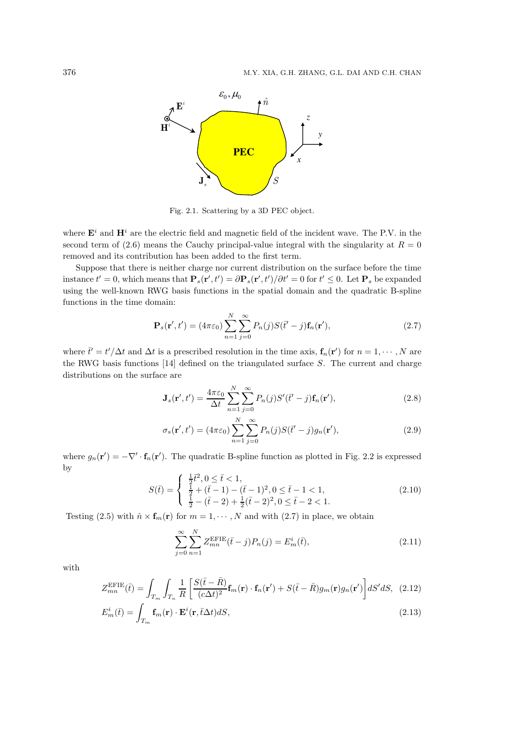Fig. 2.1. Scattering by a 3D PEC object.

where $\mathbf{E}^i$ and $\mathbf{H}^i$ are the electric field and magnetic field of the incident wave. The P.V. in the second term of (2.6) means the Cauchy principal-value integral with the singularity at $R = 0$ removed and its contribution has been added to the first term.

Suppose that there is neither charge nor current distribution on the surface before the time instance $t' = 0$, which means that $\mathbf{P}_s(\mathbf{r}', t') = \partial \mathbf{P}_s(\mathbf{r}', t')/\partial t' = 0$ for $t' \le 0$. Let $\mathbf{P}_s$ be expanded using the well-known RWG basis functions in the spatial domain and the quadratic B-spline functions in the time domain:

$$\mathbf{P}_s(\mathbf{r}', t') = (4\pi\varepsilon_0) \sum_{n=1}^{N} \sum_{j=0}^{\infty} P_n(j) S(\bar{t}' - j) \mathbf{f}_n(\mathbf{r}'), \tag{2.7}$$

where $\bar{t}' = t'/\Delta t$ and $\Delta t$ is a prescribed resolution in the time axis, $\mathbf{f}_n(\mathbf{r}')$ for $n = 1, \cdots, N$ are the RWG basis functions [14] defined on the triangulated surface $S$. The current and charge distributions on the surface are

$$\mathbf{J}_s(\mathbf{r}', t') = \frac{4\pi\varepsilon_0}{\Delta t} \sum_{n=1}^{N} \sum_{j=0}^{\infty} P_n(j) S'(\bar{t}' - j) \mathbf{f}_n(\mathbf{r}'), \tag{2.8}$$

$$\sigma_s(\mathbf{r}', t') = (4\pi\varepsilon_0) \sum_{n=1}^{N} \sum_{j=0}^{\infty} P_n(j) S(\bar{t}' - j) g_n(\mathbf{r}'), \tag{2.9}$$

where $g_n(\mathbf{r}') = -\nabla' \cdot \mathbf{f}_n(\mathbf{r}')$. The quadratic B-spline function as plotted in Fig. 2.2 is expressed by

$$S(\bar{t}) = \begin{cases} \frac{1}{2}\bar{t}^2, 0 \le \bar{t} < 1, \\ \frac{1}{2} + (\bar{t} - 1) - (\bar{t} - 1)^2, 0 \le \bar{t} - 1 < 1, \\ \frac{1}{2} - (\bar{t} - 2) + \frac{1}{2}(\bar{t} - 2)^2, 0 \le \bar{t} - 2 < 1. \end{cases} \tag{2.10}$$

Testing (2.5) with $\hat{n} \times \mathbf{f}_m(\mathbf{r})$ for $m = 1, \cdots, N$ and with (2.7) in place, we obtain

$$\sum_{j=0}^{\infty} \sum_{n=1}^{N} Z_{mn}^{\mathrm{EFIE}}(\bar{t} - j) P_n(j) = E_m^i(\bar{t}), \tag{2.11}$$

with

$$Z_{mn}^{\mathrm{EFIE}}(\bar{t}) = \int_{T_m} \int_{T_n} \frac{1}{R} \left[ \frac{S(\bar{t} - \bar{R})}{(c\Delta t)^2} \mathbf{f}_m(\mathbf{r}) \cdot \mathbf{f}_n(\mathbf{r}') + S(\bar{t} - \bar{R}) g_m(\mathbf{r}) g_n(\mathbf{r}') \right] dS' dS, \tag{2.12}$$

$$E_m^i(\bar{t}) = \int_{T_m} \mathbf{f}_m(\mathbf{r}) \cdot \mathbf{E}^i(\mathbf{r}, \bar{t}\Delta t) dS, \tag{2.13}$$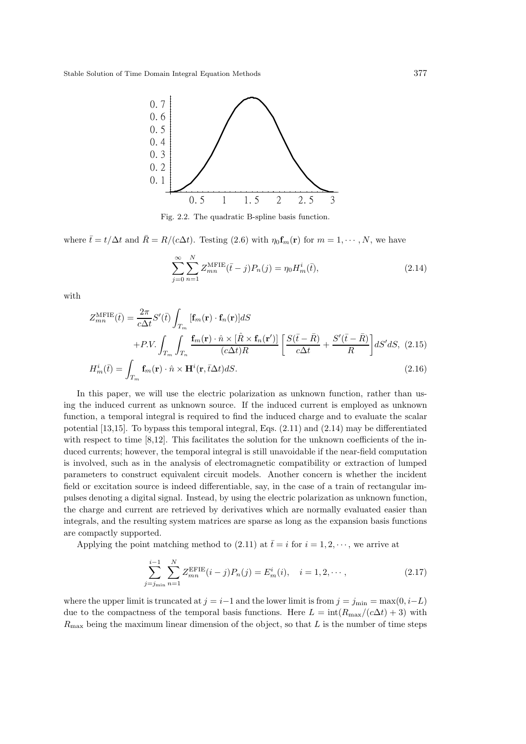Fig. 2.2. The quadratic B-spline basis function.

where $\bar{t} = t/\Delta t$ and $\bar{R} = R/(c\Delta t)$. Testing (2.6) with $\eta_0 \mathbf{f}_m(\mathbf{r})$ for $m = 1, \cdots, N$, we have

$$\sum_{j=0}^{\infty} \sum_{n=1}^{N} Z_{mn}^{\text{MFIE}}(\bar{t} - j) P_n(j) = \eta_0 H_m^i(\bar{t}), \tag{2.14}$$

with

$$\begin{aligned} Z_{mn}^{\text{MFIE}}(\bar{t}) = & \frac{2\pi}{c\Delta t} S'(\bar{t}) \int_{T_m} [\mathbf{f}_m(\mathbf{r}) \cdot \mathbf{f}_n(\mathbf{r})] dS \\ & + P.V. \int_{T_m} \int_{T_n} \frac{\mathbf{f}_m(\mathbf{r}) \cdot \hat{n} \times [\hat{R} \times \mathbf{f}_n(\mathbf{r}')]}{(c\Delta t) R} \left[ \frac{S(\bar{t} - \bar{R})}{c\Delta t} + \frac{S'(\bar{t} - \bar{R})}{R} \right] dS' dS, \end{aligned} \tag{2.15}$$

$$H_m^i(\bar{t}) = \int_{T_m} \mathbf{f}_m(\mathbf{r}) \cdot \hat{n} \times \mathbf{H}^i(\mathbf{r}, \bar{t}\Delta t) dS. \tag{2.16}$$

In this paper, we will use the electric polarization as unknown function, rather than using the induced current as unknown source. If the induced current is employed as unknown function, a temporal integral is required to find the induced charge and to evaluate the scalar potential [13,15]. To bypass this temporal integral, Eqs. (2.11) and (2.14) may be differentiated with respect to time [8,12]. This facilitates the solution for the unknown coefficients of the induced currents; however, the temporal integral is still unavoidable if the near-field computation is involved, such as in the analysis of electromagnetic compatibility or extraction of lumped parameters to construct equivalent circuit models. Another concern is whether the incident field or excitation source is indeed differentiable, say, in the case of a train of rectangular impulses denoting a digital signal. Instead, by using the electric polarization as unknown function, the charge and current are retrieved by derivatives which are normally evaluated easier than integrals, and the resulting system matrices are sparse as long as the expansion basis functions are compactly supported.

Applying the point matching method to (2.11) at $\bar{t} = i$ for $i = 1, 2, \cdots$, we arrive at

$$\sum_{j=j_{\min}}^{i-1} \sum_{n=1}^{N} Z_{mn}^{\text{EFIE}}(i - j) P_n(j) = E_m^i(i), \quad i = 1, 2, \cdots, \tag{2.17}$$

where the upper limit is truncated at $j = i-1$ and the lower limit is from $j = j_{\min} = \max(0, i-L)$ due to the compactness of the temporal basis functions. Here $L = \text{int}(R_{\max}/(c\Delta t) + 3)$ with $R_{\max}$ being the maximum linear dimension of the object, so that $L$ is the number of time steps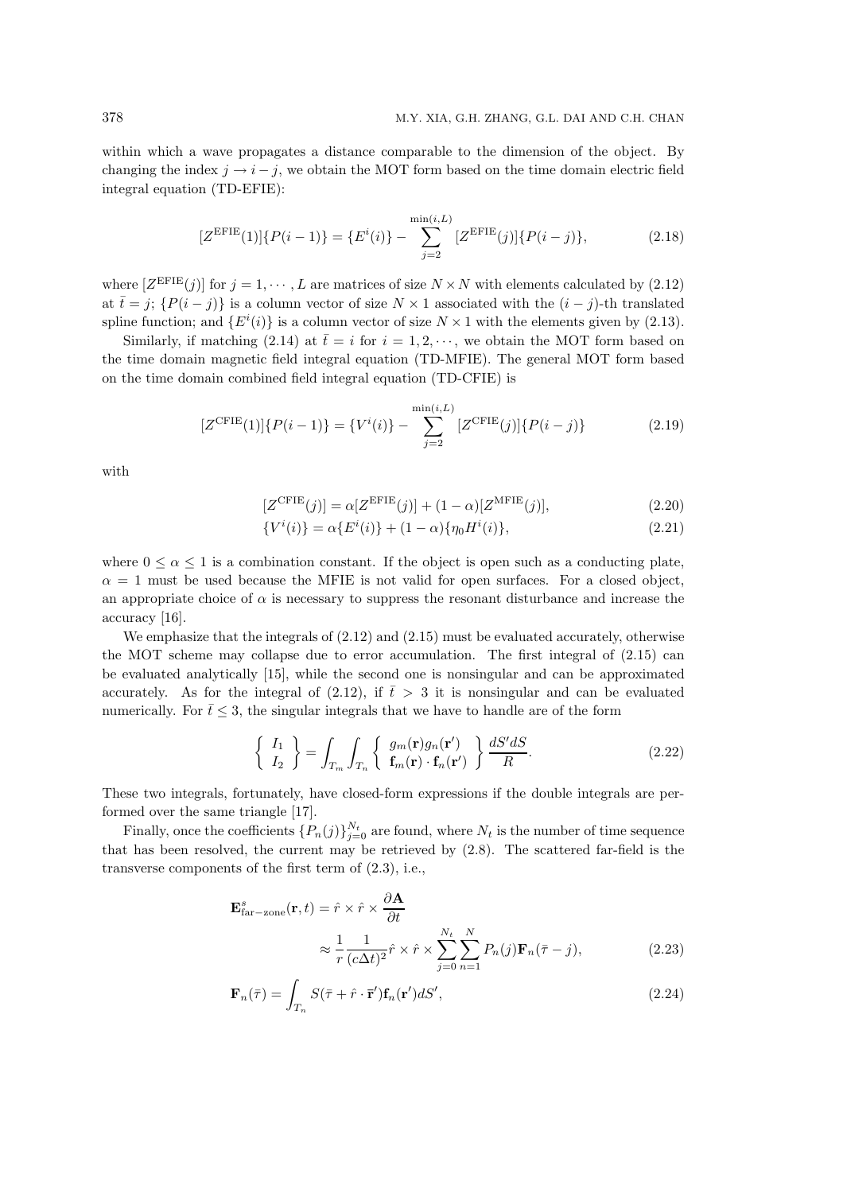within which a wave propagates a distance comparable to the dimension of the object. By changing the index $j \to i - j$, we obtain the MOT form based on the time domain electric field integral equation (TD-EFIE):

$$[Z^{\rm EFIE}(1)]\{P(i-1)\} = \{E^i(i)\} - \sum_{j=2}^{\min(i,L)} [Z^{\rm EFIE}(j)]\{P(i-j)\}, \tag{2.18}$$

where $[Z^{\rm EFIE}(j)]$ for $j = 1, \cdots, L$ are matrices of size $N \times N$ with elements calculated by (2.12) at $\bar{t} = j$; $\{P(i-j)\}$ is a column vector of size $N \times 1$ associated with the $(i-j)$-th translated spline function; and $\{E^i(i)\}$ is a column vector of size $N \times 1$ with the elements given by (2.13).

Similarly, if matching (2.14) at $\bar{t} = i$ for $i = 1, 2, \cdots$, we obtain the MOT form based on the time domain magnetic field integral equation (TD-MFIE). The general MOT form based on the time domain combined field integral equation (TD-CFIE) is

$$[Z^{\rm CFIE}(1)]\{P(i-1)\} = \{V^i(i)\} - \sum_{j=2}^{\min(i,L)} [Z^{\rm CFIE}(j)]\{P(i-j)\} \tag{2.19}$$

with

$$[Z^{\rm CFIE}(j)] = \alpha[Z^{\rm EFIE}(j)] + (1-\alpha)[Z^{\rm MFIE}(j)], \tag{2.20}$$

$$\{V^i(i)\} = \alpha\{E^i(i)\} + (1-\alpha)\{\eta_0 H^i(i)\}, \tag{2.21}$$

where $0 \le \alpha \le 1$ is a combination constant. If the object is open such as a conducting plate, $\alpha = 1$ must be used because the MFIE is not valid for open surfaces. For a closed object, an appropriate choice of $\alpha$ is necessary to suppress the resonant disturbance and increase the accuracy [16].

We emphasize that the integrals of (2.12) and (2.15) must be evaluated accurately, otherwise the MOT scheme may collapse due to error accumulation. The first integral of (2.15) can be evaluated analytically [15], while the second one is nonsingular and can be approximated accurately. As for the integral of (2.12), if $\bar{t} > 3$ it is nonsingular and can be evaluated numerically. For $\bar{t} \le 3$, the singular integrals that we have to handle are of the form

$$\left\{ \begin{array}{c} I_1 \\ I_2 \end{array} \right\} = \int_{T_m} \int_{T_n} \left\{ \begin{array}{c} g_m(\mathbf{r}) g_n(\mathbf{r}') \\ \mathbf{f}_m(\mathbf{r}) \cdot \mathbf{f}_n(\mathbf{r}') \end{array} \right\} \frac{dS' dS}{R}. \tag{2.22}$$

These two integrals, fortunately, have closed-form expressions if the double integrals are performed over the same triangle [17].

Finally, once the coefficients $\{P_n(j)\}_{j=0}^{N_t}$ are found, where $N_t$ is the number of time sequence that has been resolved, the current may be retrieved by (2.8). The scattered far-field is the transverse components of the first term of (2.3), i.e.,

$$\begin{aligned}
\mathbf{E}^s_{\rm far-zone}(\mathbf{r}, t) &= \hat{r} \times \hat{r} \times \frac{\partial \mathbf{A}}{\partial t} \\
&\approx \frac{1}{r} \frac{1}{(c\Delta t)^2} \hat{r} \times \hat{r} \times \sum_{j=0}^{N_t} \sum_{n=1}^{N} P_n(j) \mathbf{F}_n(\bar{\tau} - j),
\end{aligned} \tag{2.23}$$

$$\mathbf{F}_n(\bar{\tau}) = \int_{T_n} S(\bar{\tau} + \hat{r} \cdot \bar{\mathbf{r}}') \mathbf{f}_n(\mathbf{r}') dS', \tag{2.24}$$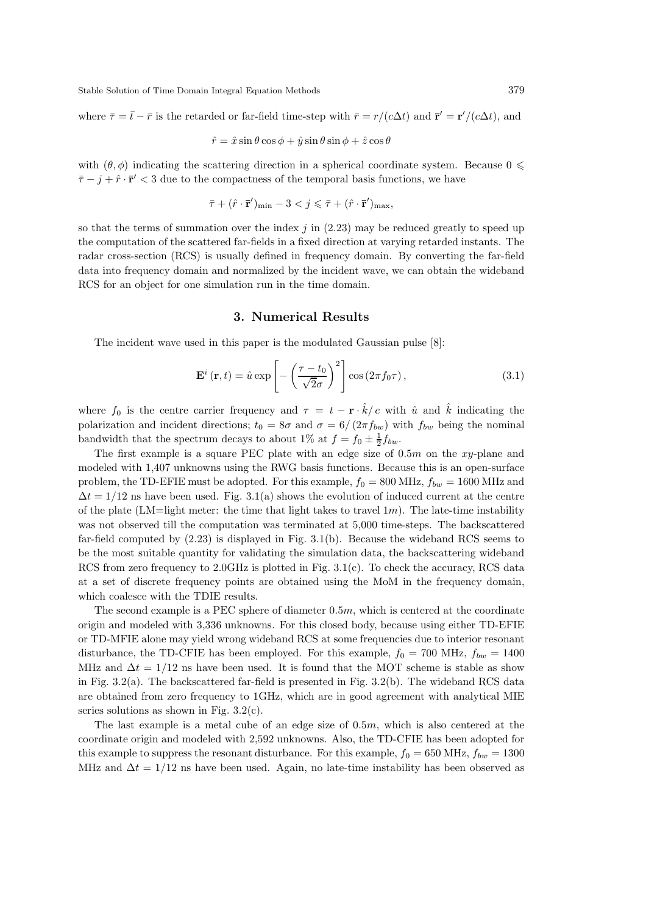where $\bar{\tau} = \bar{t} - \bar{r}$ is the retarded or far-field time-step with $\bar{r} = r/(c\Delta t)$ and $\bar{\mathbf{r}}' = \mathbf{r}'/(c\Delta t)$, and

$$\hat{r} = \hat{x}\sin\theta\cos\phi + \hat{y}\sin\theta\sin\phi + \hat{z}\cos\theta$$

with $(\theta, \phi)$ indicating the scattering direction in a spherical coordinate system. Because $0 \leqslant \bar{\tau} - j + \hat{r}\cdot\bar{\mathbf{r}}' < 3$ due to the compactness of the temporal basis functions, we have

$$\bar{\tau} + (\hat{r}\cdot\bar{\mathbf{r}}')_{\min} - 3 < j \leqslant \bar{\tau} + (\hat{r}\cdot\bar{\mathbf{r}}')_{\max},$$

so that the terms of summation over the index $j$ in (2.23) may be reduced greatly to speed up the computation of the scattered far-fields in a fixed direction at varying retarded instants. The radar cross-section (RCS) is usually defined in frequency domain. By converting the far-field data into frequency domain and normalized by the incident wave, we can obtain the wideband RCS for an object for one simulation run in the time domain.

## 3. Numerical Results

The incident wave used in this paper is the modulated Gaussian pulse [8]:

$$\mathbf{E}^i(\mathbf{r}, t) = \hat{u}\exp\left[-\left(\frac{\tau - t_0}{\sqrt{2}\sigma}\right)^2\right]\cos(2\pi f_0 \tau), \tag{3.1}$$

where $f_0$ is the centre carrier frequency and $\tau = t - \mathbf{r}\cdot\hat{k}/c$ with $\hat{u}$ and $\hat{k}$ indicating the polarization and incident directions; $t_0 = 8\sigma$ and $\sigma = 6/(2\pi f_{bw})$ with $f_{bw}$ being the nominal bandwidth that the spectrum decays to about 1% at $f = f_0 \pm \frac{1}{2}f_{bw}$.

The first example is a square PEC plate with an edge size of $0.5m$ on the $xy$-plane and modeled with 1,407 unknowns using the RWG basis functions. Because this is an open-surface problem, the TD-EFIE must be adopted. For this example, $f_0 = 800$ MHz, $f_{bw} = 1600$ MHz and $\Delta t = 1/12$ ns have been used. Fig. 3.1(a) shows the evolution of induced current at the centre of the plate (LM=light meter: the time that light takes to travel $1m$). The late-time instability was not observed till the computation was terminated at 5,000 time-steps. The backscattered far-field computed by (2.23) is displayed in Fig. 3.1(b). Because the wideband RCS seems to be the most suitable quantity for validating the simulation data, the backscattering wideband RCS from zero frequency to 2.0GHz is plotted in Fig. 3.1(c). To check the accuracy, RCS data at a set of discrete frequency points are obtained using the MoM in the frequency domain, which coalesce with the TDIE results.

The second example is a PEC sphere of diameter $0.5m$, which is centered at the coordinate origin and modeled with 3,336 unknowns. For this closed body, because using either TD-EFIE or TD-MFIE alone may yield wrong wideband RCS at some frequencies due to interior resonant disturbance, the TD-CFIE has been employed. For this example, $f_0 = 700$ MHz, $f_{bw} = 1400$ MHz and $\Delta t = 1/12$ ns have been used. It is found that the MOT scheme is stable as show in Fig. 3.2(a). The backscattered far-field is presented in Fig. 3.2(b). The wideband RCS data are obtained from zero frequency to 1GHz, which are in good agreement with analytical MIE series solutions as shown in Fig. 3.2(c).

The last example is a metal cube of an edge size of $0.5m$, which is also centered at the coordinate origin and modeled with 2,592 unknowns. Also, the TD-CFIE has been adopted for this example to suppress the resonant disturbance. For this example, $f_0 = 650$ MHz, $f_{bw} = 1300$ MHz and $\Delta t = 1/12$ ns have been used. Again, no late-time instability has been observed as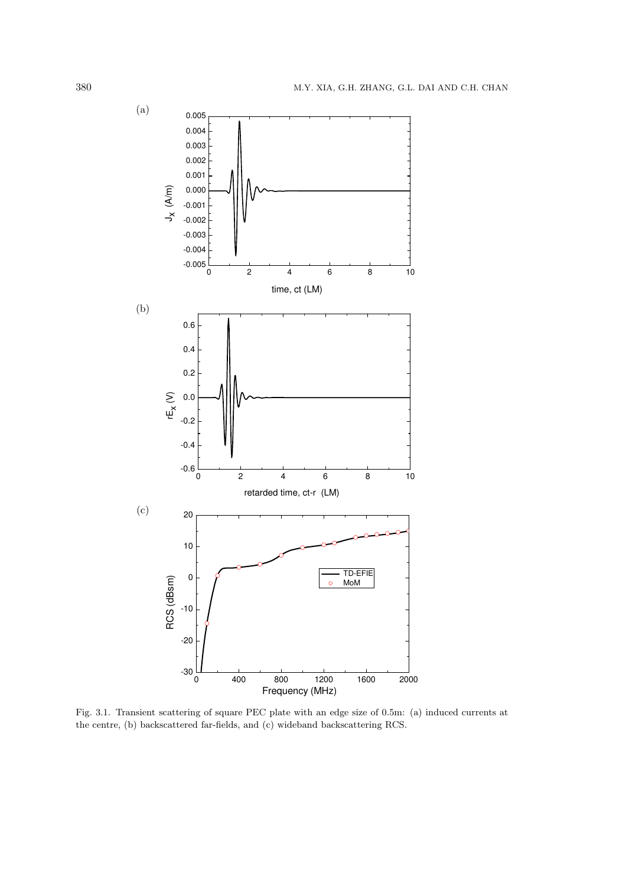Fig. 3.1. Transient scattering of square PEC plate with an edge size of 0.5m: (a) induced currents at the centre, (b) backscattered far-fields, and (c) wideband backscattering RCS.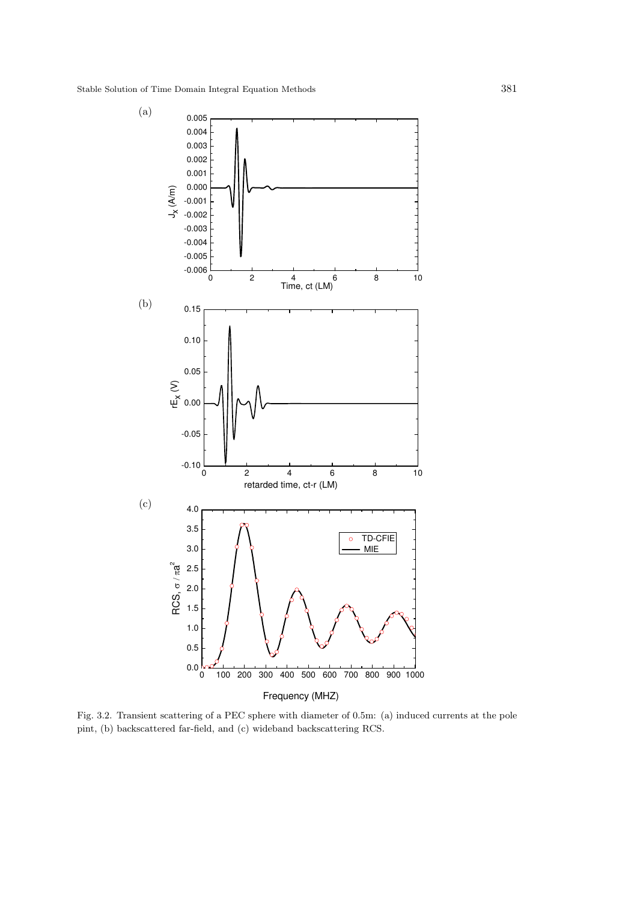Fig. 3.2. Transient scattering of a PEC sphere with diameter of 0.5m: (a) induced currents at the pole pint, (b) backscattered far-field, and (c) wideband backscattering RCS.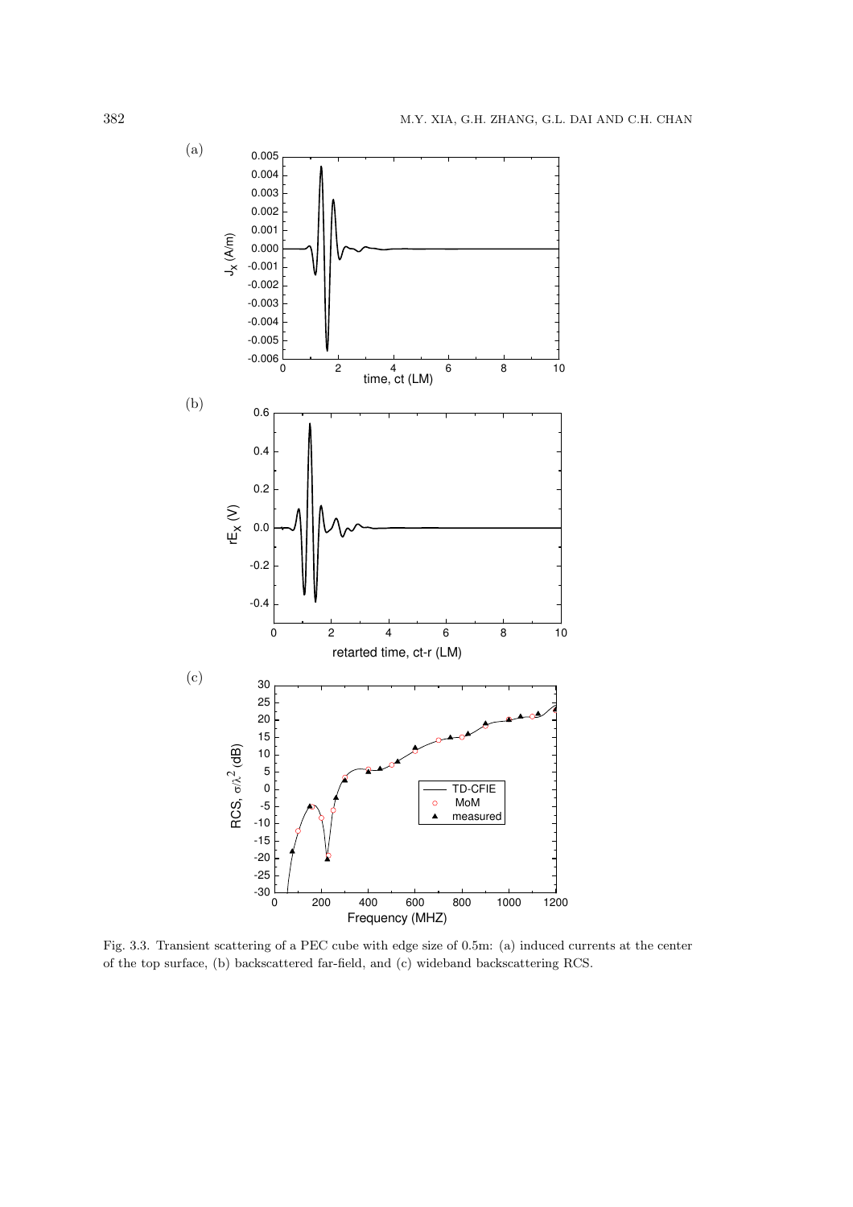Fig. 3.3. Transient scattering of a PEC cube with edge size of 0.5m: (a) induced currents at the center of the top surface, (b) backscattered far-field, and (c) wideband backscattering RCS.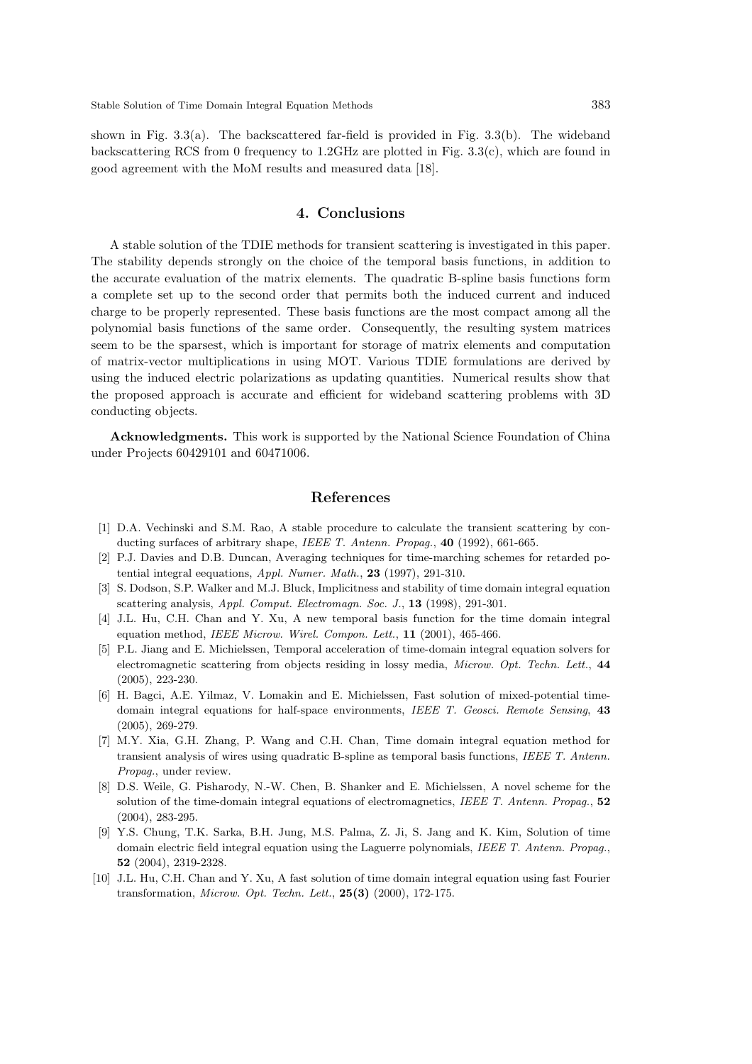shown in Fig. 3.3(a). The backscattered far-field is provided in Fig. 3.3(b). The wideband backscattering RCS from 0 frequency to 1.2GHz are plotted in Fig. 3.3(c), which are found in good agreement with the MoM results and measured data [18].

## 4. Conclusions

A stable solution of the TDIE methods for transient scattering is investigated in this paper. The stability depends strongly on the choice of the temporal basis functions, in addition to the accurate evaluation of the matrix elements. The quadratic B-spline basis functions form a complete set up to the second order that permits both the induced current and induced charge to be properly represented. These basis functions are the most compact among all the polynomial basis functions of the same order. Consequently, the resulting system matrices seem to be the sparsest, which is important for storage of matrix elements and computation of matrix-vector multiplications in using MOT. Various TDIE formulations are derived by using the induced electric polarizations as updating quantities. Numerical results show that the proposed approach is accurate and efficient for wideband scattering problems with 3D conducting objects.

**Acknowledgments.** This work is supported by the National Science Foundation of China under Projects 60429101 and 60471006.

## References

[1] D.A. Vechinski and S.M. Rao, A stable procedure to calculate the transient scattering by conducting surfaces of arbitrary shape, *IEEE T. Antenn. Propag.*, **40** (1992), 661-665.

[2] P.J. Davies and D.B. Duncan, Averaging techniques for time-marching schemes for retarded potential integral eequations, *Appl. Numer. Math.*, **23** (1997), 291-310.

[3] S. Dodson, S.P. Walker and M.J. Bluck, Implicitness and stability of time domain integral equation scattering analysis, *Appl. Comput. Electromagn. Soc. J.*, **13** (1998), 291-301.

[4] J.L. Hu, C.H. Chan and Y. Xu, A new temporal basis function for the time domain integral equation method, *IEEE Microw. Wirel. Compon. Lett.*, **11** (2001), 465-466.

[5] P.L. Jiang and E. Michielssen, Temporal acceleration of time-domain integral equation solvers for electromagnetic scattering from objects residing in lossy media, *Microw. Opt. Techn. Lett.*, **44** (2005), 223-230.

[6] H. Bagci, A.E. Yilmaz, V. Lomakin and E. Michielssen, Fast solution of mixed-potential time-domain integral equations for half-space environments, *IEEE T. Geosci. Remote Sensing*, **43** (2005), 269-279.

[7] M.Y. Xia, G.H. Zhang, P. Wang and C.H. Chan, Time domain integral equation method for transient analysis of wires using quadratic B-spline as temporal basis functions, *IEEE T. Antenn. Propag.*, under review.

[8] D.S. Weile, G. Pisharody, N.-W. Chen, B. Shanker and E. Michielssen, A novel scheme for the solution of the time-domain integral equations of electromagnetics, *IEEE T. Antenn. Propag.*, **52** (2004), 283-295.

[9] Y.S. Chung, T.K. Sarka, B.H. Jung, M.S. Palma, Z. Ji, S. Jang and K. Kim, Solution of time domain electric field integral equation using the Laguerre polynomials, *IEEE T. Antenn. Propag.*, **52** (2004), 2319-2328.

[10] J.L. Hu, C.H. Chan and Y. Xu, A fast solution of time domain integral equation using fast Fourier transformation, *Microw. Opt. Techn. Lett.*, **25(3)** (2000), 172-175.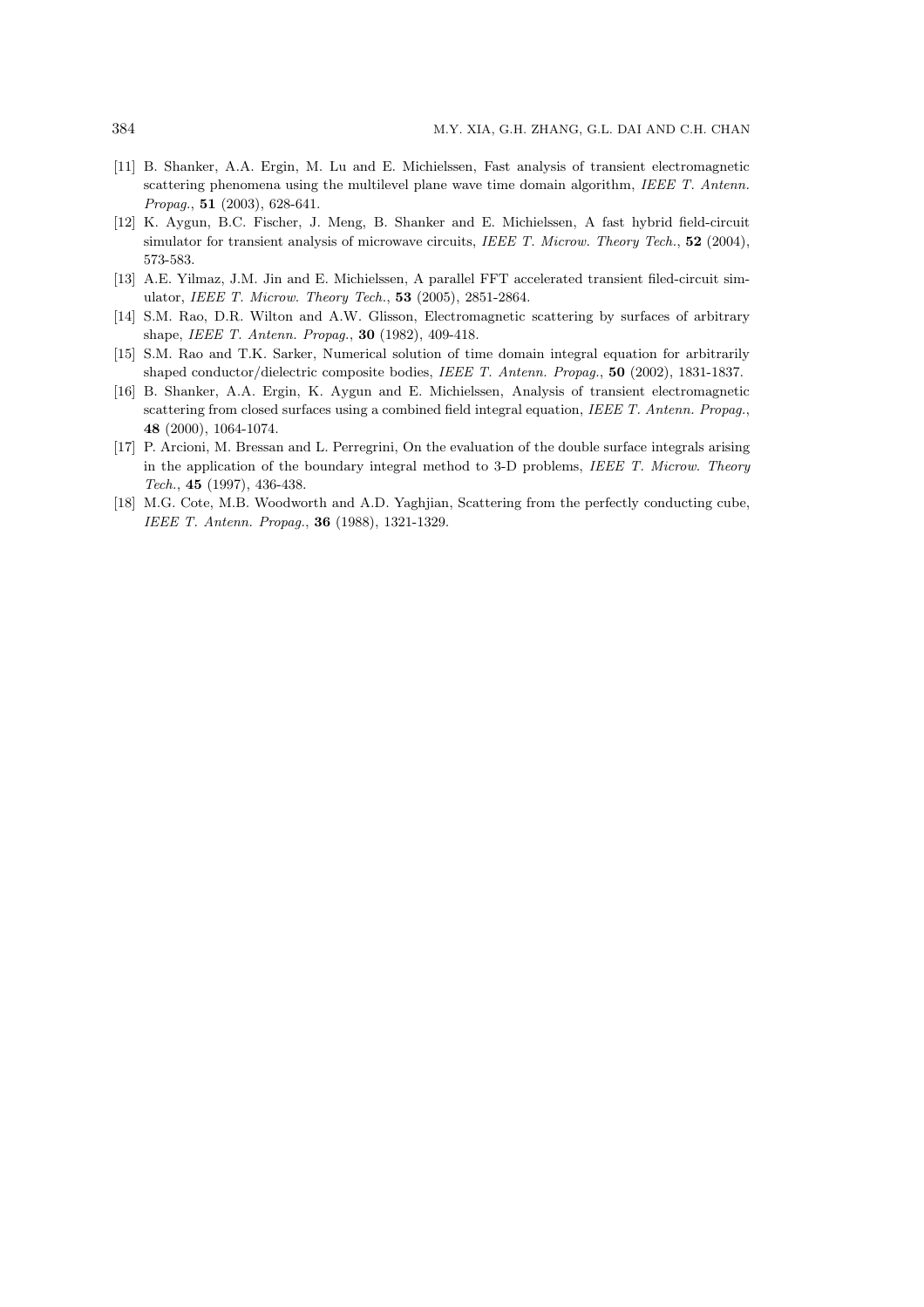[11] B. Shanker, A.A. Ergin, M. Lu and E. Michielssen, Fast analysis of transient electromagnetic scattering phenomena using the multilevel plane wave time domain algorithm, *IEEE T. Antenn. Propag.*, **51** (2003), 628-641.

[12] K. Aygun, B.C. Fischer, J. Meng, B. Shanker and E. Michielssen, A fast hybrid field-circuit simulator for transient analysis of microwave circuits, *IEEE T. Microw. Theory Tech.*, **52** (2004), 573-583.

[13] A.E. Yilmaz, J.M. Jin and E. Michielssen, A parallel FFT accelerated transient filed-circuit simulator, *IEEE T. Microw. Theory Tech.*, **53** (2005), 2851-2864.

[14] S.M. Rao, D.R. Wilton and A.W. Glisson, Electromagnetic scattering by surfaces of arbitrary shape, *IEEE T. Antenn. Propag.*, **30** (1982), 409-418.

[15] S.M. Rao and T.K. Sarker, Numerical solution of time domain integral equation for arbitrarily shaped conductor/dielectric composite bodies, *IEEE T. Antenn. Propag.*, **50** (2002), 1831-1837.

[16] B. Shanker, A.A. Ergin, K. Aygun and E. Michielssen, Analysis of transient electromagnetic scattering from closed surfaces using a combined field integral equation, *IEEE T. Antenn. Propag.*, **48** (2000), 1064-1074.

[17] P. Arcioni, M. Bressan and L. Perregrini, On the evaluation of the double surface integrals arising in the application of the boundary integral method to 3-D problems, *IEEE T. Microw. Theory Tech.*, **45** (1997), 436-438.

[18] M.G. Cote, M.B. Woodworth and A.D. Yaghjian, Scattering from the perfectly conducting cube, *IEEE T. Antenn. Propag.*, **36** (1988), 1321-1329.